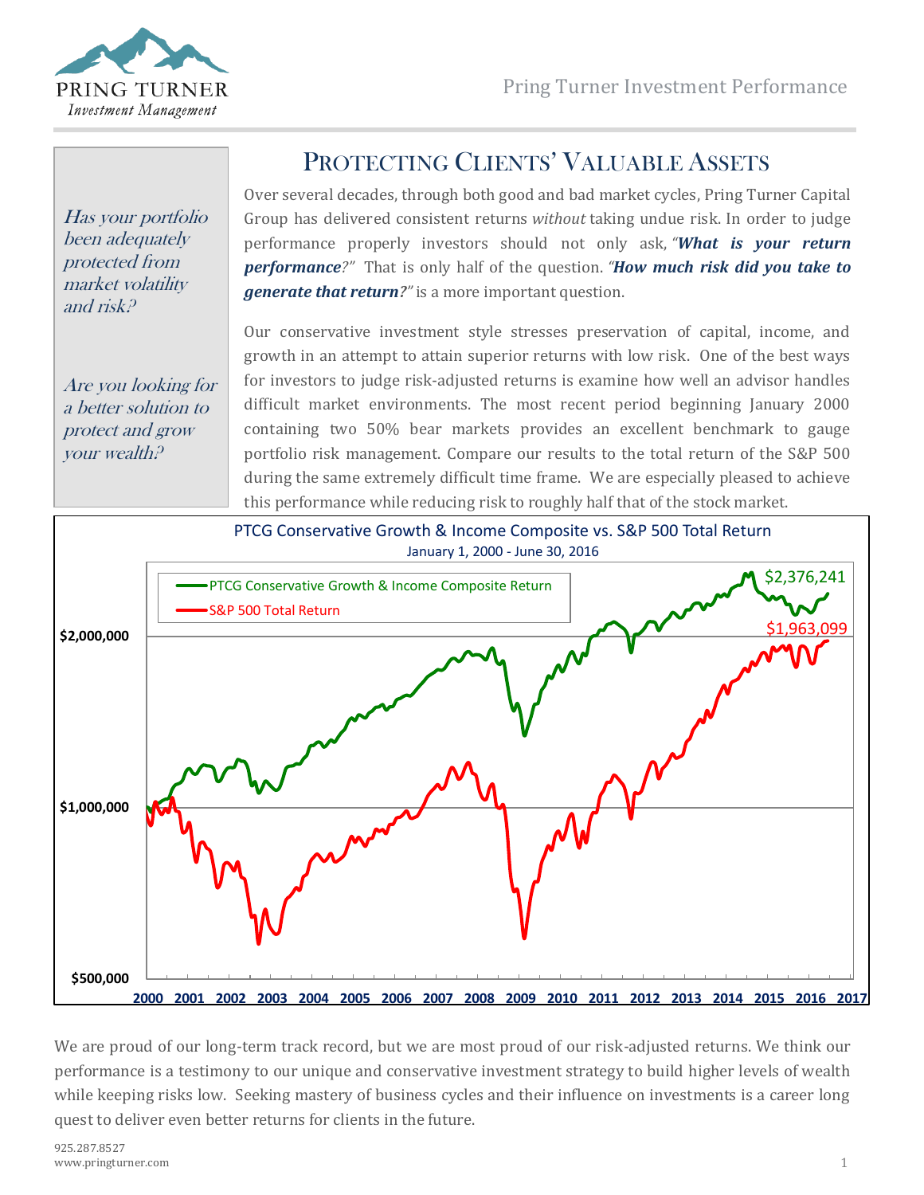PRING TURNER
*Investment Management*

Pring Turner Investment Performance

*Has your portfolio been adequately protected from market volatility and risk?*

*Are you looking for a better solution to protect and grow your wealth?*

# Protecting Clients' Valuable Assets

Over several decades, through both good and bad market cycles, Pring Turner Capital Group has delivered consistent returns *without* taking undue risk. In order to judge performance properly investors should not only ask, "***What is your return performance***?" That is only half of the question. "***How much risk did you take to generate that return?***" is a more important question.

Our conservative investment style stresses preservation of capital, income, and growth in an attempt to attain superior returns with low risk. One of the best ways for investors to judge risk-adjusted returns is examine how well an advisor handles difficult market environments. The most recent period beginning January 2000 containing two 50% bear markets provides an excellent benchmark to gauge portfolio risk management. Compare our results to the total return of the S&P 500 during the same extremely difficult time frame. We are especially pleased to achieve this performance while reducing risk to roughly half that of the stock market.

**PTCG Conservative Growth & Income Composite vs. S&P 500 Total Return**
January 1, 2000 - June 30, 2016

- PTCG Conservative Growth & Income Composite Return: $2,376,241
- S&P 500 Total Return: $1,963,099

We are proud of our long-term track record, but we are most proud of our risk-adjusted returns. We think our performance is a testimony to our unique and conservative investment strategy to build higher levels of wealth while keeping risks low. Seeking mastery of business cycles and their influence on investments is a career long quest to deliver even better returns for clients in the future.

925.287.8527
www.pringturner.com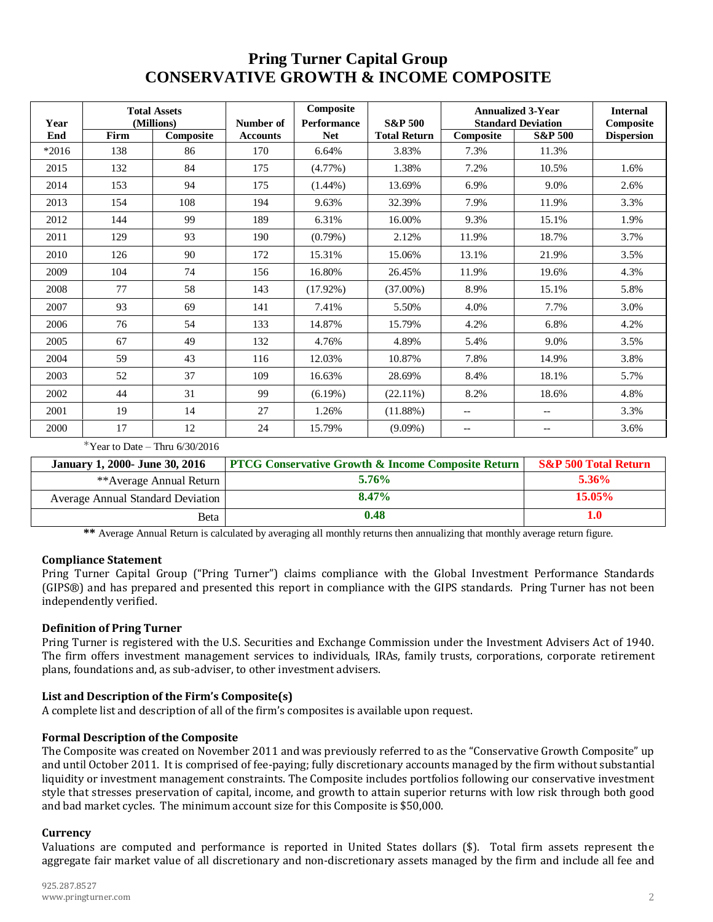# Pring Turner Capital Group
# CONSERVATIVE GROWTH & INCOME COMPOSITE

| Year | Total Assets (Millions) | | Number of | Composite Performance | S&P 500 | Annualized 3-Year Standard Deviation | | Internal Composite |
|---|---|---|---|---|---|---|---|---|
| End | Firm | Composite | Accounts | Net | Total Return | Composite | S&P 500 | Dispersion |
| *2016 | 138 | 86 | 170 | 6.64% | 3.83% | 7.3% | 11.3% | |
| 2015 | 132 | 84 | 175 | (4.77%) | 1.38% | 7.2% | 10.5% | 1.6% |
| 2014 | 153 | 94 | 175 | (1.44%) | 13.69% | 6.9% | 9.0% | 2.6% |
| 2013 | 154 | 108 | 194 | 9.63% | 32.39% | 7.9% | 11.9% | 3.3% |
| 2012 | 144 | 99 | 189 | 6.31% | 16.00% | 9.3% | 15.1% | 1.9% |
| 2011 | 129 | 93 | 190 | (0.79%) | 2.12% | 11.9% | 18.7% | 3.7% |
| 2010 | 126 | 90 | 172 | 15.31% | 15.06% | 13.1% | 21.9% | 3.5% |
| 2009 | 104 | 74 | 156 | 16.80% | 26.45% | 11.9% | 19.6% | 4.3% |
| 2008 | 77 | 58 | 143 | (17.92%) | (37.00%) | 8.9% | 15.1% | 5.8% |
| 2007 | 93 | 69 | 141 | 7.41% | 5.50% | 4.0% | 7.7% | 3.0% |
| 2006 | 76 | 54 | 133 | 14.87% | 15.79% | 4.2% | 6.8% | 4.2% |
| 2005 | 67 | 49 | 132 | 4.76% | 4.89% | 5.4% | 9.0% | 3.5% |
| 2004 | 59 | 43 | 116 | 12.03% | 10.87% | 7.8% | 14.9% | 3.8% |
| 2003 | 52 | 37 | 109 | 16.63% | 28.69% | 8.4% | 18.1% | 5.7% |
| 2002 | 44 | 31 | 99 | (6.19%) | (22.11%) | 8.2% | 18.6% | 4.8% |
| 2001 | 19 | 14 | 27 | 1.26% | (11.88%) | -- | -- | 3.3% |
| 2000 | 17 | 12 | 24 | 15.79% | (9.09%) | -- | -- | 3.6% |

*Year to Date – Thru 6/30/2016

| January 1, 2000- June 30, 2016 | PTCG Conservative Growth & Income Composite Return | S&P 500 Total Return |
|---|---|---|
| **Average Annual Return | 5.76% | 5.36% |
| Average Annual Standard Deviation | 8.47% | 15.05% |
| Beta | 0.48 | 1.0 |

**\*\*** Average Annual Return is calculated by averaging all monthly returns then annualizing that monthly average return figure.

### Compliance Statement

Pring Turner Capital Group ("Pring Turner") claims compliance with the Global Investment Performance Standards (GIPS®) and has prepared and presented this report in compliance with the GIPS standards. Pring Turner has not been independently verified.

### Definition of Pring Turner

Pring Turner is registered with the U.S. Securities and Exchange Commission under the Investment Advisers Act of 1940. The firm offers investment management services to individuals, IRAs, family trusts, corporations, corporate retirement plans, foundations and, as sub-adviser, to other investment advisers.

### List and Description of the Firm's Composite(s)

A complete list and description of all of the firm's composites is available upon request.

### Formal Description of the Composite

The Composite was created on November 2011 and was previously referred to as the "Conservative Growth Composite" up and until October 2011. It is comprised of fee-paying; fully discretionary accounts managed by the firm without substantial liquidity or investment management constraints. The Composite includes portfolios following our conservative investment style that stresses preservation of capital, income, and growth to attain superior returns with low risk through both good and bad market cycles. The minimum account size for this Composite is $50,000.

### Currency

Valuations are computed and performance is reported in United States dollars ($). Total firm assets represent the aggregate fair market value of all discretionary and non-discretionary assets managed by the firm and include all fee and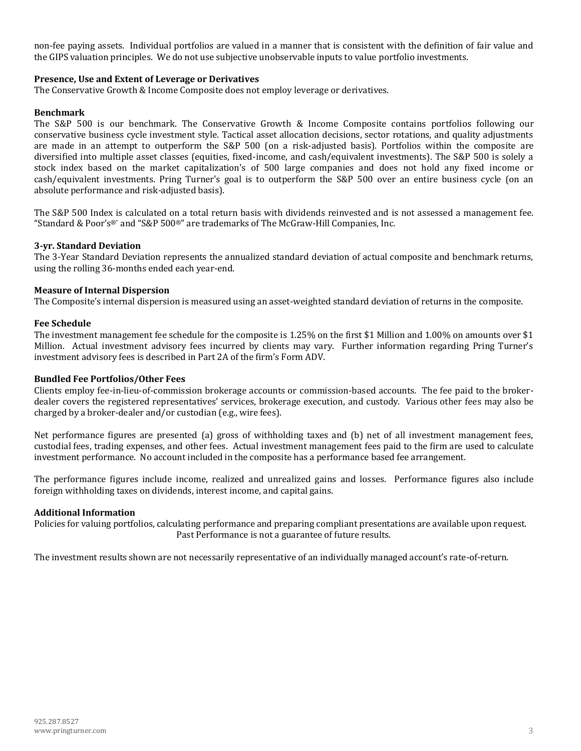non-fee paying assets. Individual portfolios are valued in a manner that is consistent with the definition of fair value and the GIPS valuation principles. We do not use subjective unobservable inputs to value portfolio investments.

**Presence, Use and Extent of Leverage or Derivatives**
The Conservative Growth & Income Composite does not employ leverage or derivatives.

**Benchmark**
The S&P 500 is our benchmark. The Conservative Growth & Income Composite contains portfolios following our conservative business cycle investment style. Tactical asset allocation decisions, sector rotations, and quality adjustments are made in an attempt to outperform the S&P 500 (on a risk-adjusted basis). Portfolios within the composite are diversified into multiple asset classes (equities, fixed-income, and cash/equivalent investments). The S&P 500 is solely a stock index based on the market capitalization's of 500 large companies and does not hold any fixed income or cash/equivalent investments. Pring Turner's goal is to outperform the S&P 500 over an entire business cycle (on an absolute performance and risk-adjusted basis).

The S&P 500 Index is calculated on a total return basis with dividends reinvested and is not assessed a management fee. "Standard & Poor's®" and "S&P 500®" are trademarks of The McGraw-Hill Companies, Inc.

**3-yr. Standard Deviation**
The 3-Year Standard Deviation represents the annualized standard deviation of actual composite and benchmark returns, using the rolling 36-months ended each year-end.

**Measure of Internal Dispersion**
The Composite's internal dispersion is measured using an asset-weighted standard deviation of returns in the composite.

**Fee Schedule**
The investment management fee schedule for the composite is 1.25% on the first $1 Million and 1.00% on amounts over $1 Million. Actual investment advisory fees incurred by clients may vary. Further information regarding Pring Turner's investment advisory fees is described in Part 2A of the firm's Form ADV.

**Bundled Fee Portfolios/Other Fees**
Clients employ fee-in-lieu-of-commission brokerage accounts or commission-based accounts. The fee paid to the broker-dealer covers the registered representatives' services, brokerage execution, and custody. Various other fees may also be charged by a broker-dealer and/or custodian (e.g., wire fees).

Net performance figures are presented (a) gross of withholding taxes and (b) net of all investment management fees, custodial fees, trading expenses, and other fees. Actual investment management fees paid to the firm are used to calculate investment performance. No account included in the composite has a performance based fee arrangement.

The performance figures include income, realized and unrealized gains and losses. Performance figures also include foreign withholding taxes on dividends, interest income, and capital gains.

**Additional Information**
Policies for valuing portfolios, calculating performance and preparing compliant presentations are available upon request.

Past Performance is not a guarantee of future results.

The investment results shown are not necessarily representative of an individually managed account's rate-of-return.

925.287.8527
www.pringturner.com